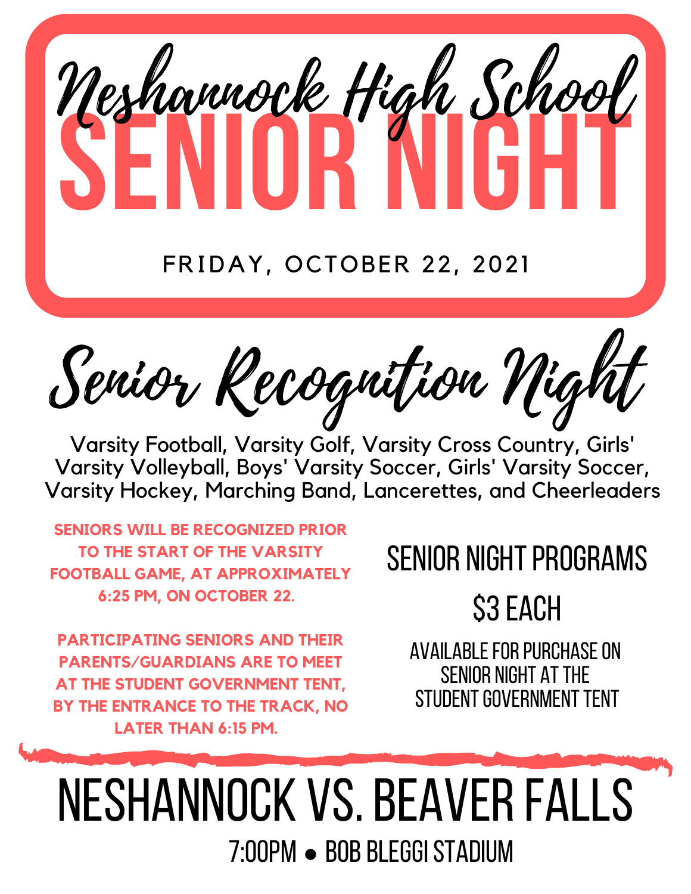# Neshannock High School

# SENIOR NIGHT

FRIDAY, OCTOBER 22, 2021

## Senior Recognition Night

Varsity Football, Varsity Golf, Varsity Cross Country, Girls' Varsity Volleyball, Boys' Varsity Soccer, Girls' Varsity Soccer, Varsity Hockey, Marching Band, Lancerettes, and Cheerleaders

**SENIORS WILL BE RECOGNIZED PRIOR TO THE START OF THE VARSITY FOOTBALL GAME, AT APPROXIMATELY 6:25 PM, ON OCTOBER 22.**

**PARTICIPATING SENIORS AND THEIR PARENTS/GUARDIANS ARE TO MEET AT THE STUDENT GOVERNMENT TENT, BY THE ENTRANCE TO THE TRACK, NO LATER THAN 6:15 PM.**

### SENIOR NIGHT PROGRAMS

### $3 EACH

AVAILABLE FOR PURCHASE ON SENIOR NIGHT AT THE STUDENT GOVERNMENT TENT

# NESHANNOCK VS. BEAVER FALLS

7:00PM • BOB BLEGGI STADIUM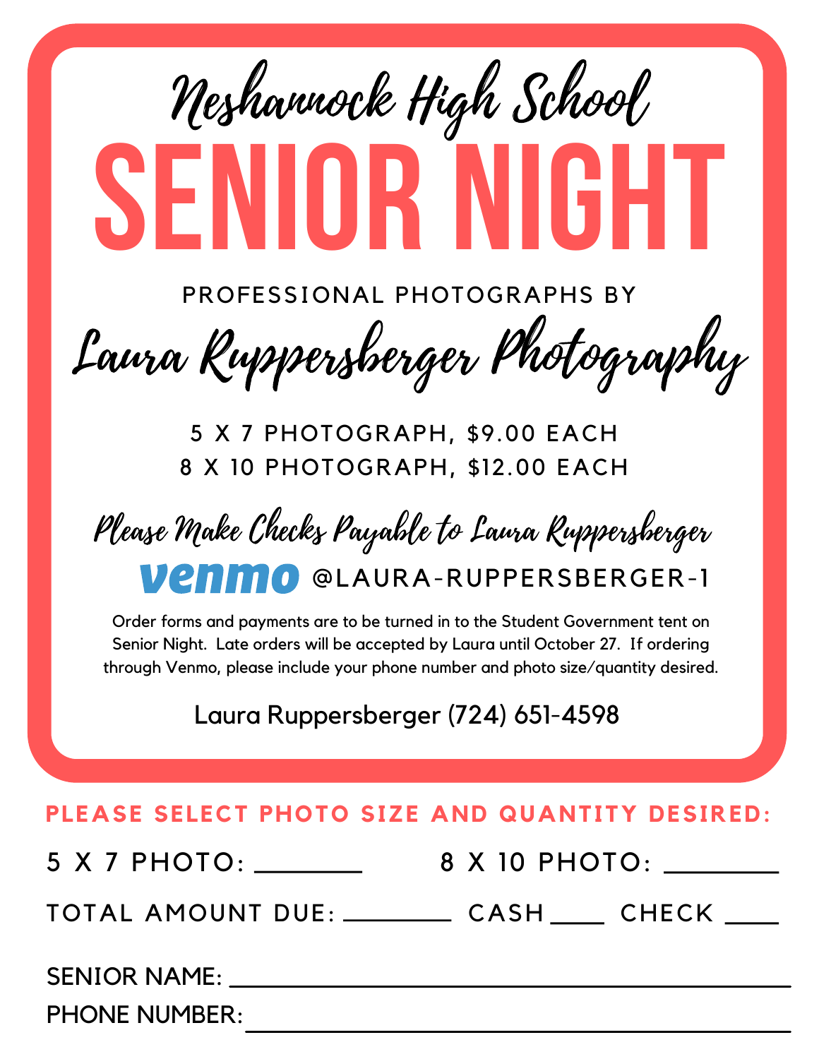# Neshannock High School

# SENIOR NIGHT

PROFESSIONAL PHOTOGRAPHS BY

## *Laura Ruppersberger Photography*

5 X 7 PHOTOGRAPH, $9.00 EACH

8 X 10 PHOTOGRAPH, $12.00 EACH

*Please Make Checks Payable to Laura Ruppersberger*

venmo @LAURA-RUPPERSBERGER-1

Order forms and payments are to be turned in to the Student Government tent on Senior Night. Late orders will be accepted by Laura until October 27. If ordering through Venmo, please include your phone number and photo size/quantity desired.

Laura Ruppersberger (724) 651-4598

**PLEASE SELECT PHOTO SIZE AND QUANTITY DESIRED:**

5 X 7 PHOTO: ________ 8 X 10 PHOTO: ________

TOTAL AMOUNT DUE: ________ CASH ____ CHECK ____

SENIOR NAME: ______________________________

PHONE NUMBER: ______________________________